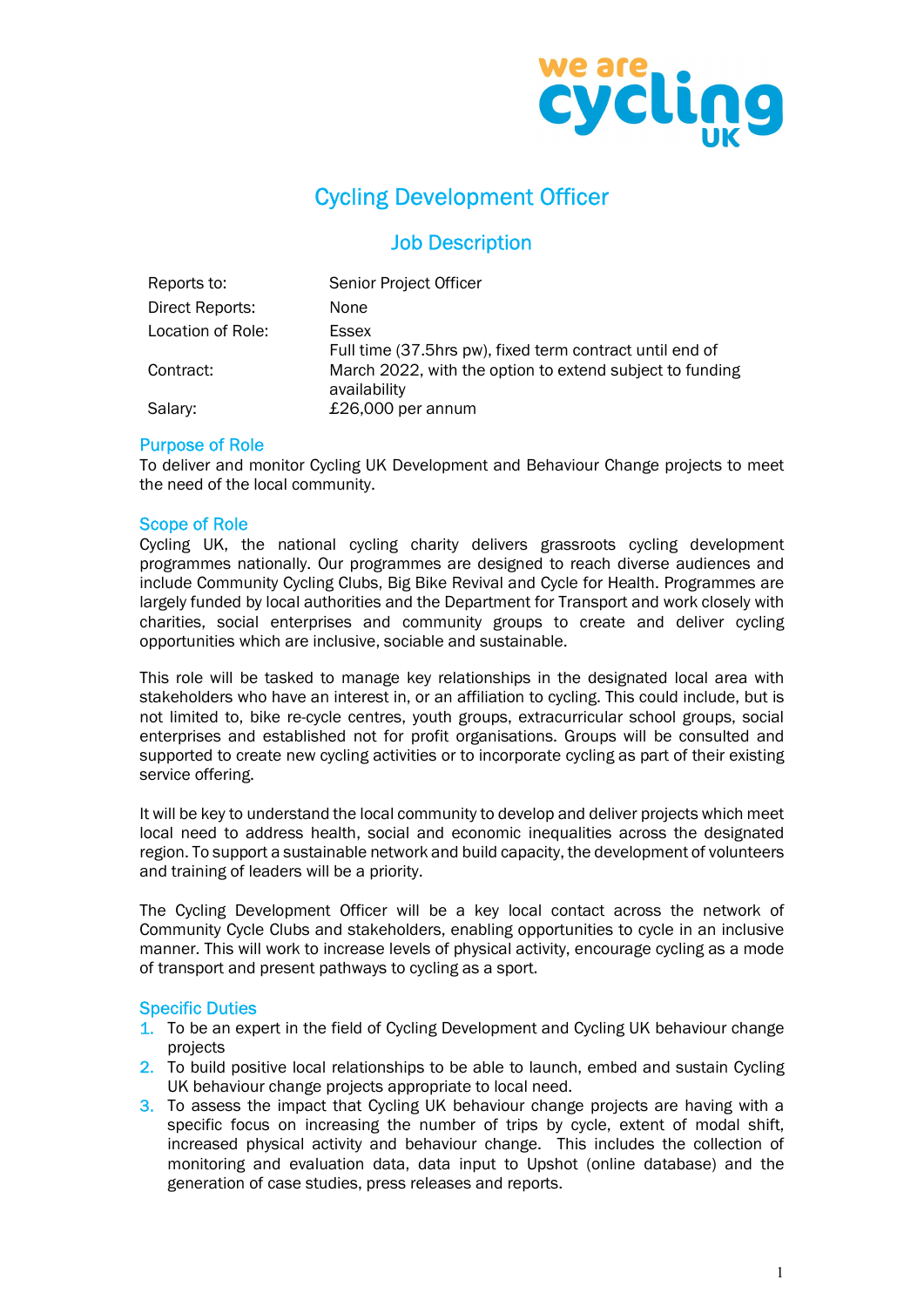# Cycling Development Officer

## Job Description

| | |
|---|---|
| Reports to: | Senior Project Officer |
| Direct Reports: | None |
| Location of Role: | Essex |
| Contract: | Full time (37.5hrs pw), fixed term contract until end of March 2022, with the option to extend subject to funding availability |
| Salary: | £26,000 per annum |

### Purpose of Role

To deliver and monitor Cycling UK Development and Behaviour Change projects to meet the need of the local community.

### Scope of Role

Cycling UK, the national cycling charity delivers grassroots cycling development programmes nationally. Our programmes are designed to reach diverse audiences and include Community Cycling Clubs, Big Bike Revival and Cycle for Health. Programmes are largely funded by local authorities and the Department for Transport and work closely with charities, social enterprises and community groups to create and deliver cycling opportunities which are inclusive, sociable and sustainable.

This role will be tasked to manage key relationships in the designated local area with stakeholders who have an interest in, or an affiliation to cycling. This could include, but is not limited to, bike re-cycle centres, youth groups, extracurricular school groups, social enterprises and established not for profit organisations. Groups will be consulted and supported to create new cycling activities or to incorporate cycling as part of their existing service offering.

It will be key to understand the local community to develop and deliver projects which meet local need to address health, social and economic inequalities across the designated region. To support a sustainable network and build capacity, the development of volunteers and training of leaders will be a priority.

The Cycling Development Officer will be a key local contact across the network of Community Cycle Clubs and stakeholders, enabling opportunities to cycle in an inclusive manner. This will work to increase levels of physical activity, encourage cycling as a mode of transport and present pathways to cycling as a sport.

### Specific Duties

1. To be an expert in the field of Cycling Development and Cycling UK behaviour change projects
2. To build positive local relationships to be able to launch, embed and sustain Cycling UK behaviour change projects appropriate to local need.
3. To assess the impact that Cycling UK behaviour change projects are having with a specific focus on increasing the number of trips by cycle, extent of modal shift, increased physical activity and behaviour change. This includes the collection of monitoring and evaluation data, data input to Upshot (online database) and the generation of case studies, press releases and reports.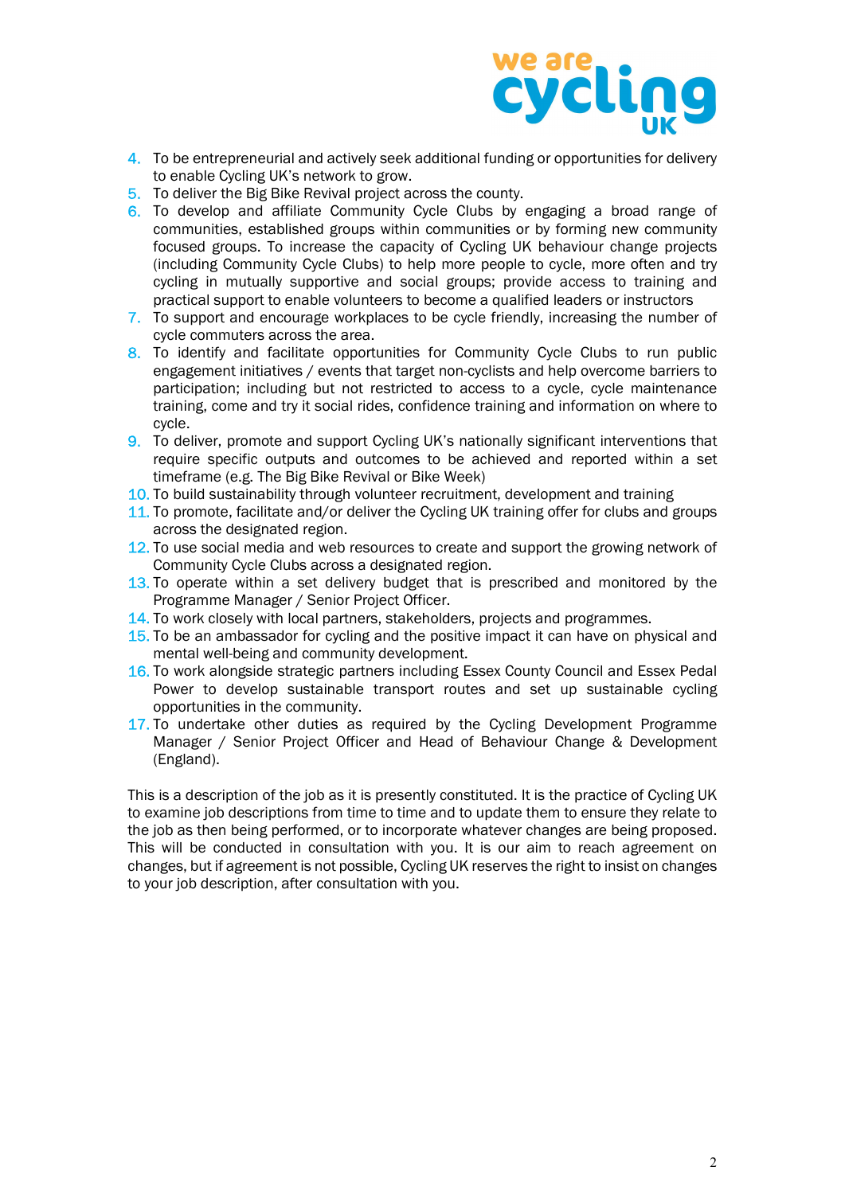4. To be entrepreneurial and actively seek additional funding or opportunities for delivery to enable Cycling UK's network to grow.
5. To deliver the Big Bike Revival project across the county.
6. To develop and affiliate Community Cycle Clubs by engaging a broad range of communities, established groups within communities or by forming new community focused groups. To increase the capacity of Cycling UK behaviour change projects (including Community Cycle Clubs) to help more people to cycle, more often and try cycling in mutually supportive and social groups; provide access to training and practical support to enable volunteers to become a qualified leaders or instructors
7. To support and encourage workplaces to be cycle friendly, increasing the number of cycle commuters across the area.
8. To identify and facilitate opportunities for Community Cycle Clubs to run public engagement initiatives / events that target non-cyclists and help overcome barriers to participation; including but not restricted to access to a cycle, cycle maintenance training, come and try it social rides, confidence training and information on where to cycle.
9. To deliver, promote and support Cycling UK's nationally significant interventions that require specific outputs and outcomes to be achieved and reported within a set timeframe (e.g. The Big Bike Revival or Bike Week)
10. To build sustainability through volunteer recruitment, development and training
11. To promote, facilitate and/or deliver the Cycling UK training offer for clubs and groups across the designated region.
12. To use social media and web resources to create and support the growing network of Community Cycle Clubs across a designated region.
13. To operate within a set delivery budget that is prescribed and monitored by the Programme Manager / Senior Project Officer.
14. To work closely with local partners, stakeholders, projects and programmes.
15. To be an ambassador for cycling and the positive impact it can have on physical and mental well-being and community development.
16. To work alongside strategic partners including Essex County Council and Essex Pedal Power to develop sustainable transport routes and set up sustainable cycling opportunities in the community.
17. To undertake other duties as required by the Cycling Development Programme Manager / Senior Project Officer and Head of Behaviour Change & Development (England).

This is a description of the job as it is presently constituted. It is the practice of Cycling UK to examine job descriptions from time to time and to update them to ensure they relate to the job as then being performed, or to incorporate whatever changes are being proposed. This will be conducted in consultation with you. It is our aim to reach agreement on changes, but if agreement is not possible, Cycling UK reserves the right to insist on changes to your job description, after consultation with you.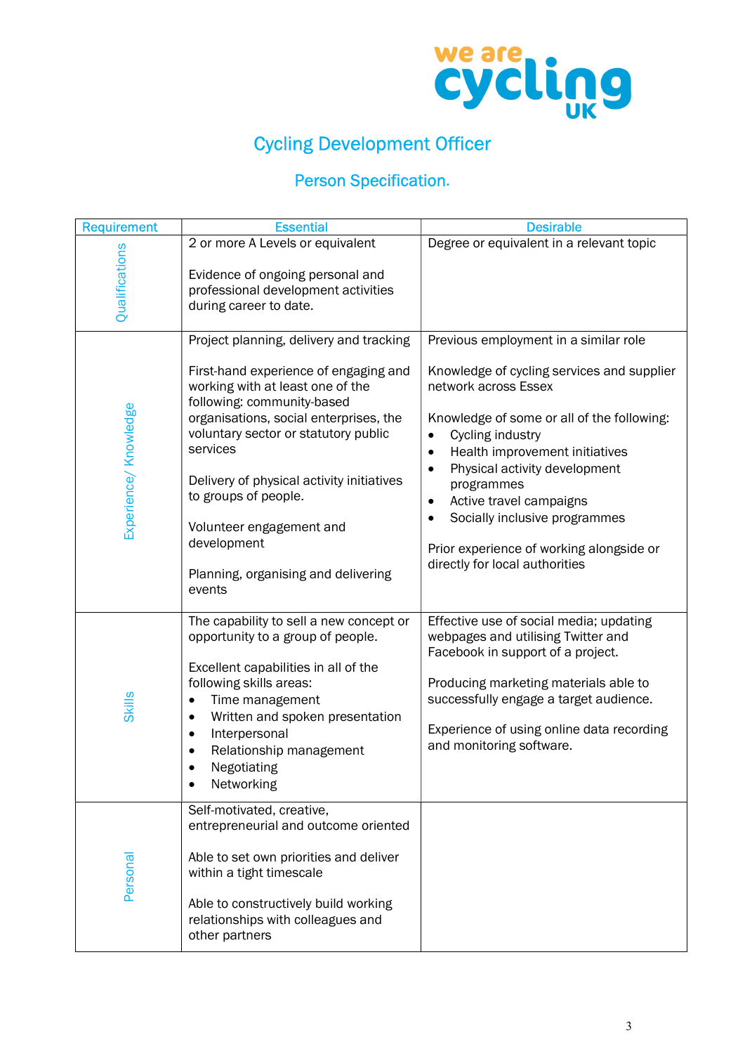# Cycling Development Officer

## Person Specification.

| Requirement | Essential | Desirable |
|---|---|---|
| Qualifications | 2 or more A Levels or equivalent<br><br>Evidence of ongoing personal and professional development activities during career to date. | Degree or equivalent in a relevant topic |
| Experience/ Knowledge | Project planning, delivery and tracking<br><br>First-hand experience of engaging and working with at least one of the following: community-based organisations, social enterprises, the voluntary sector or statutory public services<br><br>Delivery of physical activity initiatives to groups of people.<br><br>Volunteer engagement and development<br><br>Planning, organising and delivering events | Previous employment in a similar role<br><br>Knowledge of cycling services and supplier network across Essex<br><br>Knowledge of some or all of the following:<br>• Cycling industry<br>• Health improvement initiatives<br>• Physical activity development programmes<br>• Active travel campaigns<br>• Socially inclusive programmes<br><br>Prior experience of working alongside or directly for local authorities |
| Skills | The capability to sell a new concept or opportunity to a group of people.<br><br>Excellent capabilities in all of the following skills areas:<br>• Time management<br>• Written and spoken presentation<br>• Interpersonal<br>• Relationship management<br>• Negotiating<br>• Networking | Effective use of social media; updating webpages and utilising Twitter and Facebook in support of a project.<br><br>Producing marketing materials able to successfully engage a target audience.<br><br>Experience of using online data recording and monitoring software. |
| Personal | Self-motivated, creative, entrepreneurial and outcome oriented<br><br>Able to set own priorities and deliver within a tight timescale<br><br>Able to constructively build working relationships with colleagues and other partners | |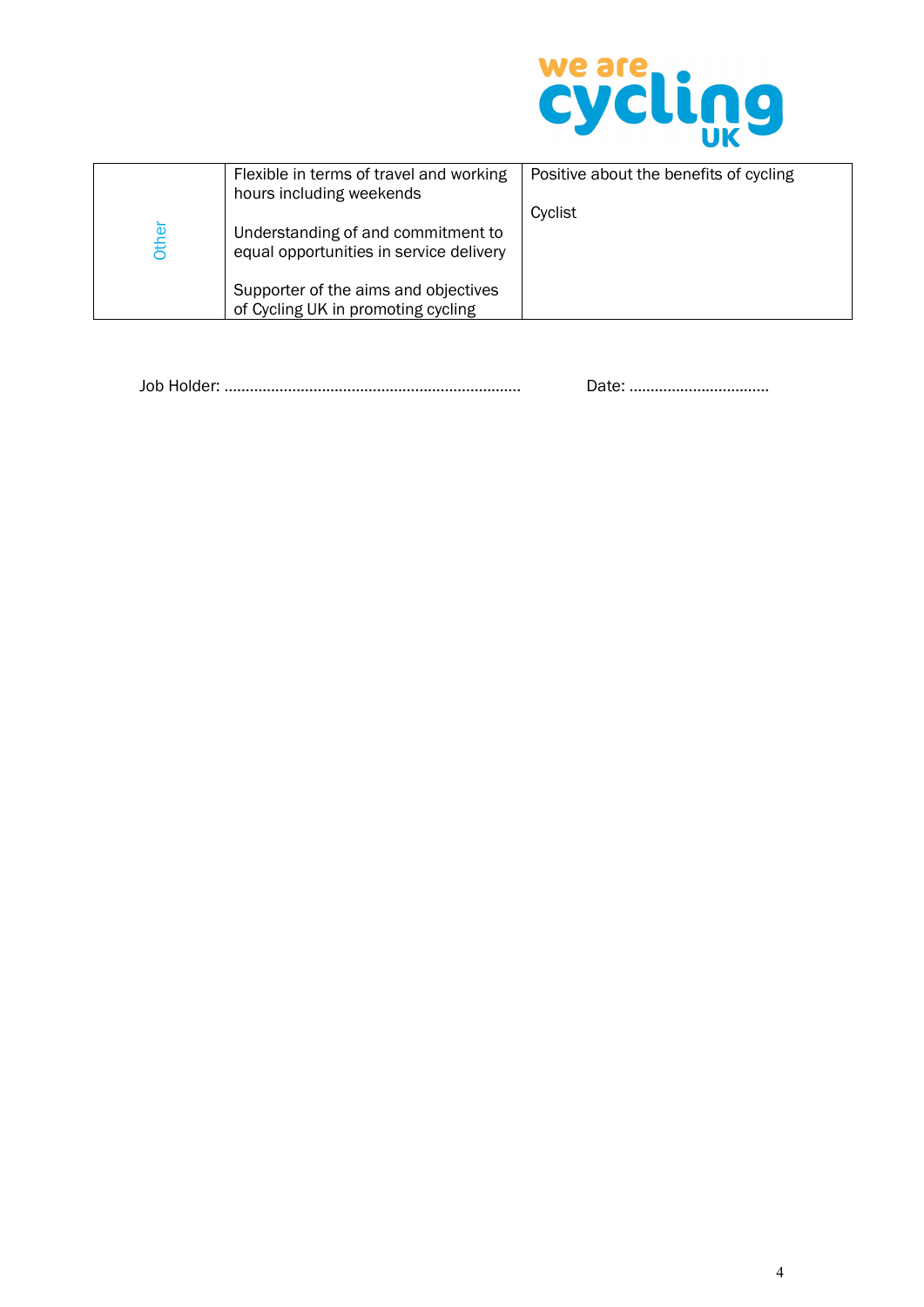| | | |
|---|---|---|
| Other | Flexible in terms of travel and working hours including weekends<br><br>Understanding of and commitment to equal opportunities in service delivery<br><br>Supporter of the aims and objectives of Cycling UK in promoting cycling | Positive about the benefits of cycling<br><br>Cyclist |

Job Holder: ……………………………………………………………… Date: ……………………………